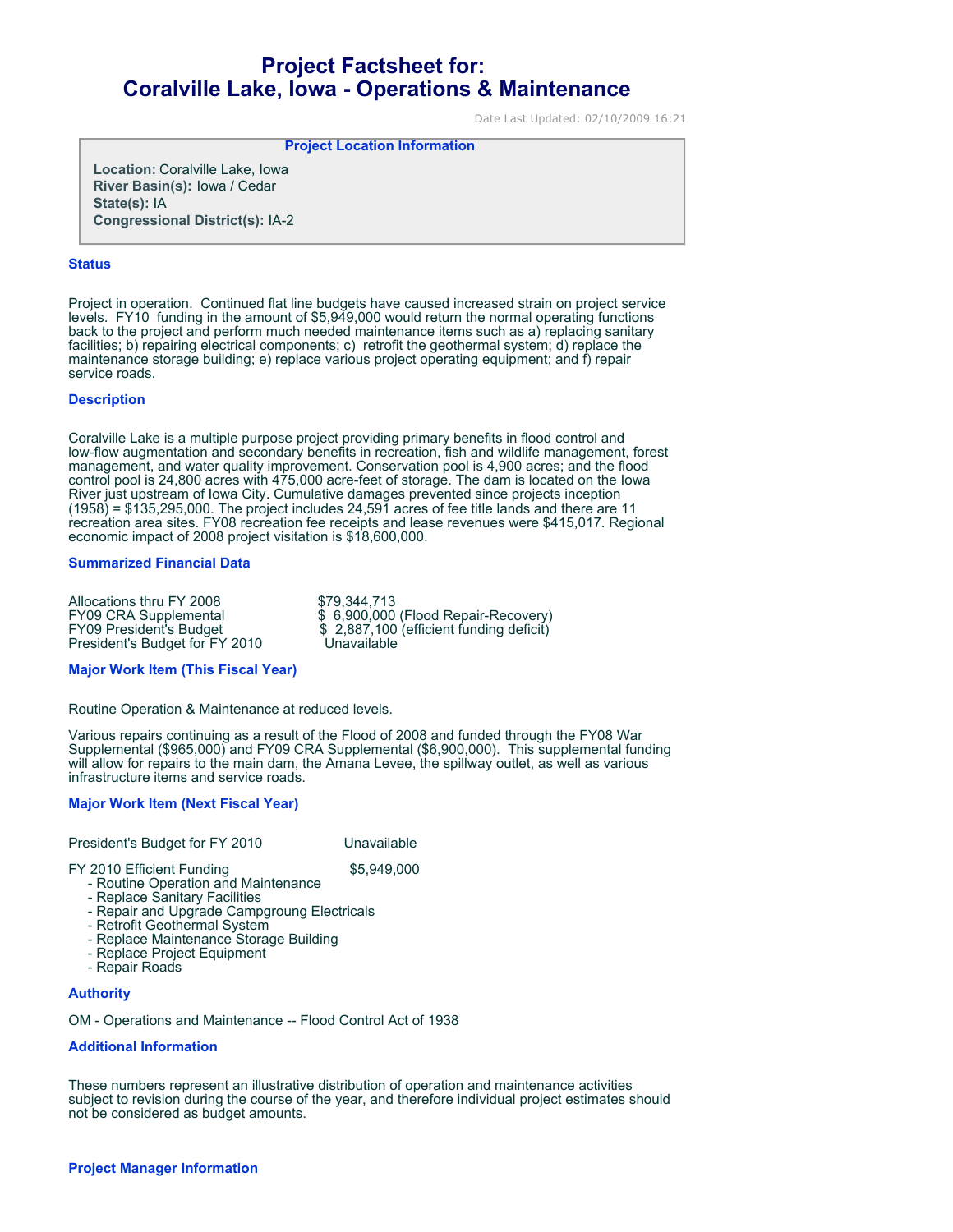# Project Factsheet for: Coralville Lake, Iowa - Operations & Maintenance

Date Last Updated: 02/10/2009 16:21

**Project Location Information**

**Location:** Coralville Lake, Iowa
**River Basin(s):** Iowa / Cedar
**State(s):** IA
**Congressional District(s):** IA-2

## Status

Project in operation. Continued flat line budgets have caused increased strain on project service levels. FY10 funding in the amount of $5,949,000 would return the normal operating functions back to the project and perform much needed maintenance items such as a) replacing sanitary facilities; b) repairing electrical components; c) retrofit the geothermal system; d) replace the maintenance storage building; e) replace various project operating equipment; and f) repair service roads.

## Description

Coralville Lake is a multiple purpose project providing primary benefits in flood control and low-flow augmentation and secondary benefits in recreation, fish and wildlife management, forest management, and water quality improvement. Conservation pool is 4,900 acres; and the flood control pool is 24,800 acres with 475,000 acre-feet of storage. The dam is located on the Iowa River just upstream of Iowa City. Cumulative damages prevented since projects inception (1958) = $135,295,000. The project includes 24,591 acres of fee title lands and there are 11 recreation area sites. FY08 recreation fee receipts and lease revenues were $415,017. Regional economic impact of 2008 project visitation is $18,600,000.

## Summarized Financial Data

| | |
|---|---|
| Allocations thru FY 2008 | $79,344,713 |
| FY09 CRA Supplemental | $ 6,900,000 (Flood Repair-Recovery) |
| FY09 President's Budget | $ 2,887,100 (efficient funding deficit) |
| President's Budget for FY 2010 | Unavailable |

## Major Work Item (This Fiscal Year)

Routine Operation & Maintenance at reduced levels.

Various repairs continuing as a result of the Flood of 2008 and funded through the FY08 War Supplemental ($965,000) and FY09 CRA Supplemental ($6,900,000). This supplemental funding will allow for repairs to the main dam, the Amana Levee, the spillway outlet, as well as various infrastructure items and service roads.

## Major Work Item (Next Fiscal Year)

President's Budget for FY 2010 Unavailable

FY 2010 Efficient Funding $5,949,000

- Routine Operation and Maintenance
- Replace Sanitary Facilities
- Repair and Upgrade Campgroung Electricals
- Retrofit Geothermal System
- Replace Maintenance Storage Building
- Replace Project Equipment
- Repair Roads

## Authority

OM - Operations and Maintenance -- Flood Control Act of 1938

## Additional Information

These numbers represent an illustrative distribution of operation and maintenance activities subject to revision during the course of the year, and therefore individual project estimates should not be considered as budget amounts.

## Project Manager Information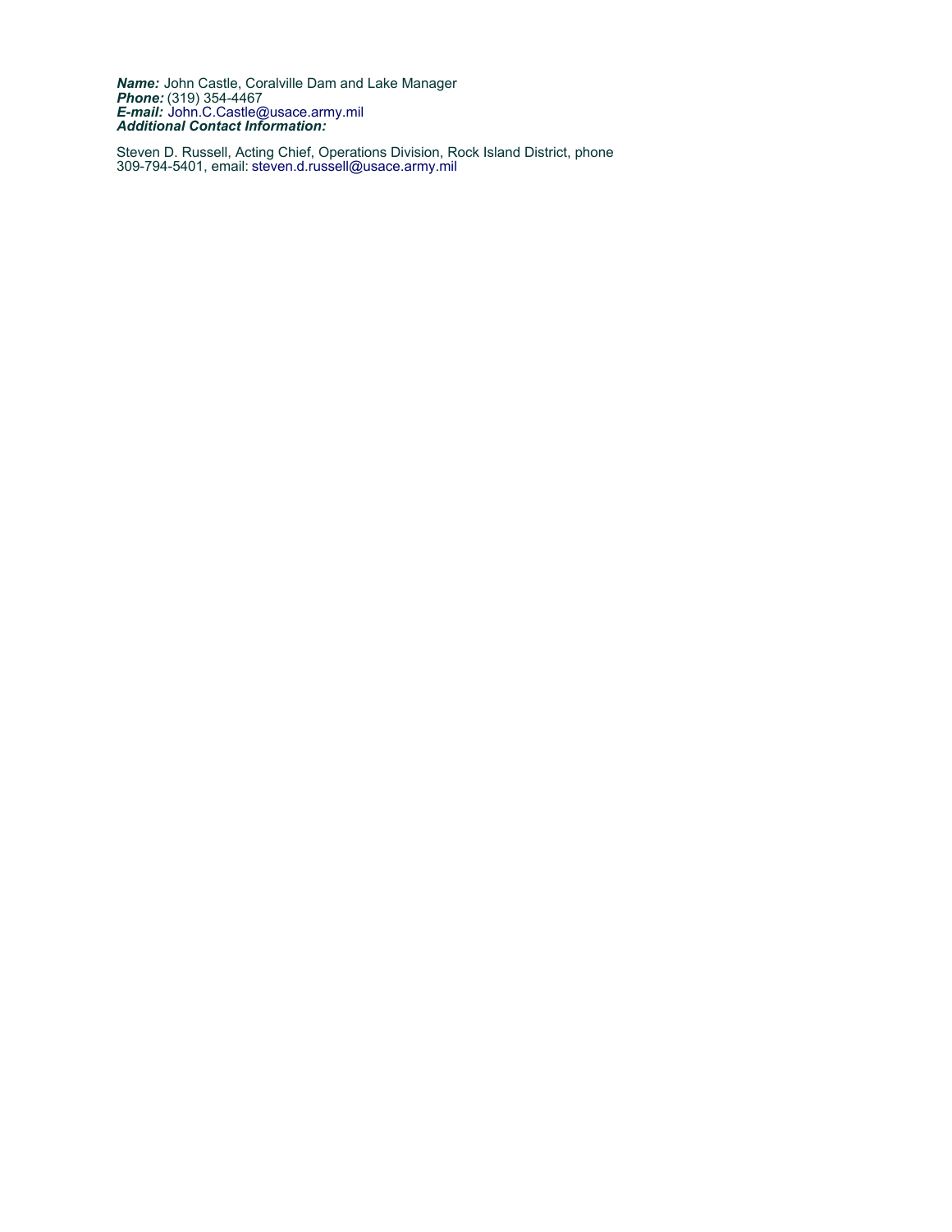***Name:*** John Castle, Coralville Dam and Lake Manager
***Phone:*** (319) 354-4467
***E-mail:*** John.C.Castle@usace.army.mil
***Additional Contact Information:***

Steven D. Russell, Acting Chief, Operations Division, Rock Island District, phone 309-794-5401, email: steven.d.russell@usace.army.mil